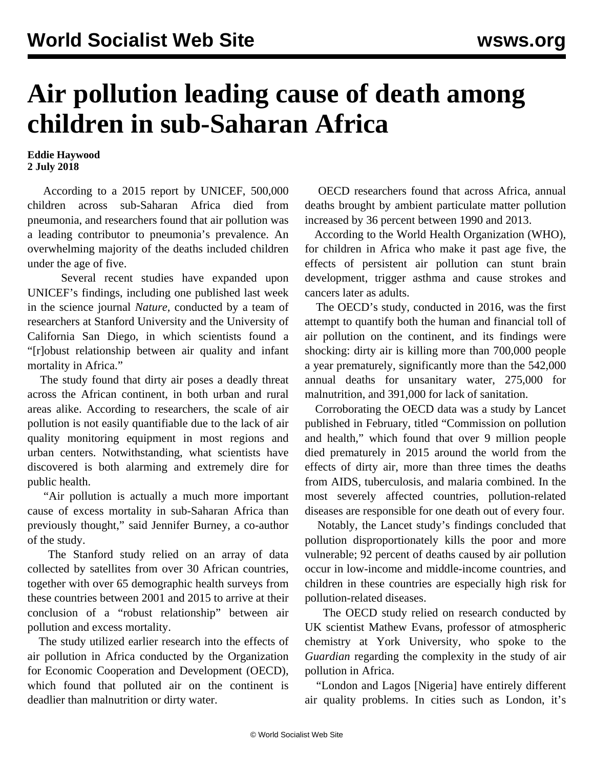# Air pollution leading cause of death among children in sub-Saharan Africa

**Eddie Haywood**
**2 July 2018**

According to a 2015 report by UNICEF, 500,000 children across sub-Saharan Africa died from pneumonia, and researchers found that air pollution was a leading contributor to pneumonia's prevalence. An overwhelming majority of the deaths included children under the age of five.

Several recent studies have expanded upon UNICEF's findings, including one published last week in the science journal *Nature,* conducted by a team of researchers at Stanford University and the University of California San Diego, in which scientists found a "[r]obust relationship between air quality and infant mortality in Africa."

The study found that dirty air poses a deadly threat across the African continent, in both urban and rural areas alike. According to researchers, the scale of air pollution is not easily quantifiable due to the lack of air quality monitoring equipment in most regions and urban centers. Notwithstanding, what scientists have discovered is both alarming and extremely dire for public health.

"Air pollution is actually a much more important cause of excess mortality in sub-Saharan Africa than previously thought," said Jennifer Burney, a co-author of the study.

The Stanford study relied on an array of data collected by satellites from over 30 African countries, together with over 65 demographic health surveys from these countries between 2001 and 2015 to arrive at their conclusion of a "robust relationship" between air pollution and excess mortality.

The study utilized earlier research into the effects of air pollution in Africa conducted by the Organization for Economic Cooperation and Development (OECD), which found that polluted air on the continent is deadlier than malnutrition or dirty water.

OECD researchers found that across Africa, annual deaths brought by ambient particulate matter pollution increased by 36 percent between 1990 and 2013.

According to the World Health Organization (WHO), for children in Africa who make it past age five, the effects of persistent air pollution can stunt brain development, trigger asthma and cause strokes and cancers later as adults.

The OECD's study, conducted in 2016, was the first attempt to quantify both the human and financial toll of air pollution on the continent, and its findings were shocking: dirty air is killing more than 700,000 people a year prematurely, significantly more than the 542,000 annual deaths for unsanitary water, 275,000 for malnutrition, and 391,000 for lack of sanitation.

Corroborating the OECD data was a study by Lancet published in February, titled "Commission on pollution and health," which found that over 9 million people died prematurely in 2015 around the world from the effects of dirty air, more than three times the deaths from AIDS, tuberculosis, and malaria combined. In the most severely affected countries, pollution-related diseases are responsible for one death out of every four.

Notably, the Lancet study's findings concluded that pollution disproportionately kills the poor and more vulnerable; 92 percent of deaths caused by air pollution occur in low-income and middle-income countries, and children in these countries are especially high risk for pollution-related diseases.

The OECD study relied on research conducted by UK scientist Mathew Evans, professor of atmospheric chemistry at York University, who spoke to the *Guardian* regarding the complexity in the study of air pollution in Africa.

"London and Lagos [Nigeria] have entirely different air quality problems. In cities such as London, it's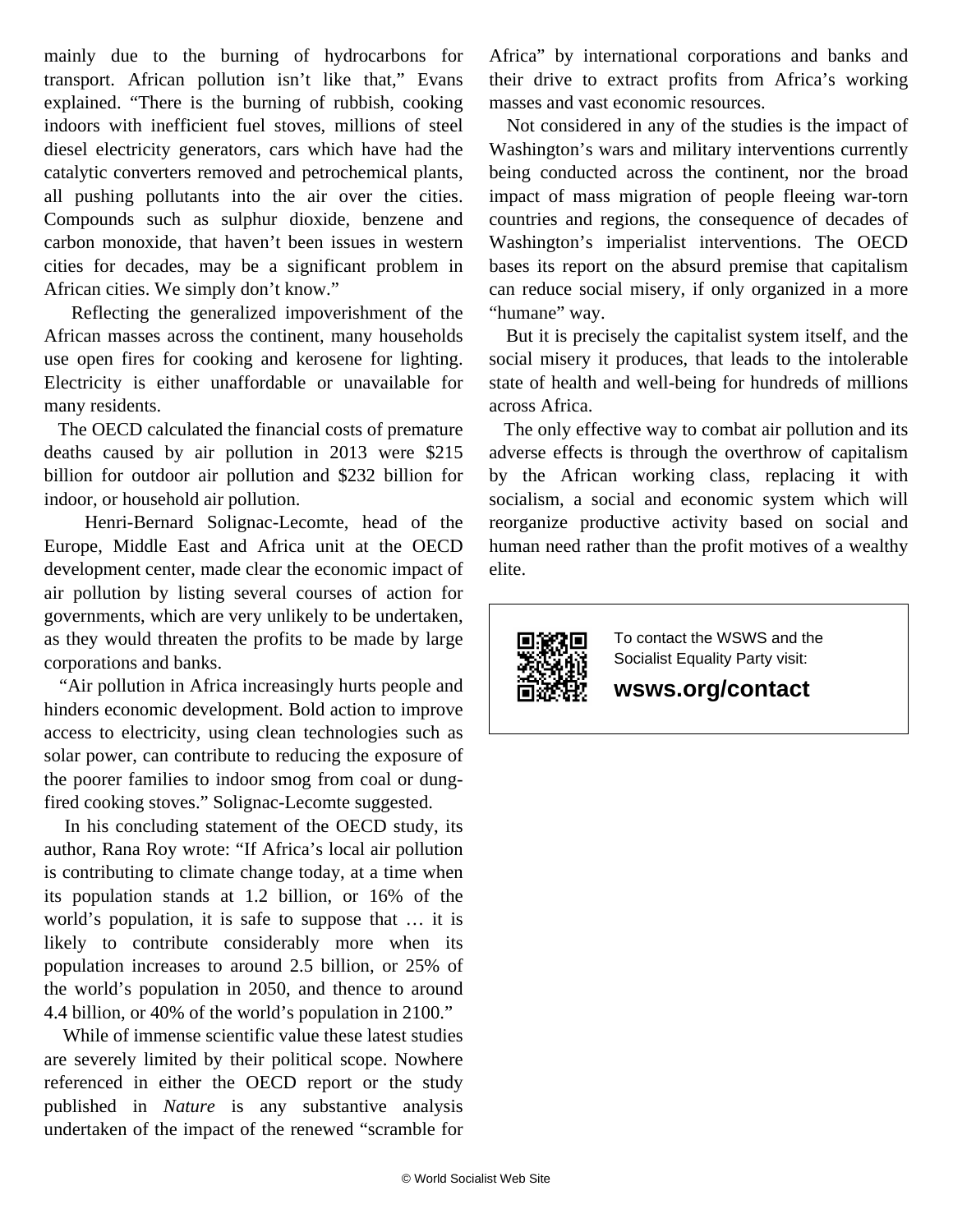mainly due to the burning of hydrocarbons for transport. African pollution isn't like that," Evans explained. "There is the burning of rubbish, cooking indoors with inefficient fuel stoves, millions of steel diesel electricity generators, cars which have had the catalytic converters removed and petrochemical plants, all pushing pollutants into the air over the cities. Compounds such as sulphur dioxide, benzene and carbon monoxide, that haven't been issues in western cities for decades, may be a significant problem in African cities. We simply don't know."

Reflecting the generalized impoverishment of the African masses across the continent, many households use open fires for cooking and kerosene for lighting. Electricity is either unaffordable or unavailable for many residents.

The OECD calculated the financial costs of premature deaths caused by air pollution in 2013 were $215 billion for outdoor air pollution and $232 billion for indoor, or household air pollution.

Henri-Bernard Solignac-Lecomte, head of the Europe, Middle East and Africa unit at the OECD development center, made clear the economic impact of air pollution by listing several courses of action for governments, which are very unlikely to be undertaken, as they would threaten the profits to be made by large corporations and banks.

"Air pollution in Africa increasingly hurts people and hinders economic development. Bold action to improve access to electricity, using clean technologies such as solar power, can contribute to reducing the exposure of the poorer families to indoor smog from coal or dung-fired cooking stoves." Solignac-Lecomte suggested.

In his concluding statement of the OECD study, its author, Rana Roy wrote: "If Africa's local air pollution is contributing to climate change today, at a time when its population stands at 1.2 billion, or 16% of the world's population, it is safe to suppose that … it is likely to contribute considerably more when its population increases to around 2.5 billion, or 25% of the world's population in 2050, and thence to around 4.4 billion, or 40% of the world's population in 2100."

While of immense scientific value these latest studies are severely limited by their political scope. Nowhere referenced in either the OECD report or the study published in *Nature* is any substantive analysis undertaken of the impact of the renewed "scramble for Africa" by international corporations and banks and their drive to extract profits from Africa's working masses and vast economic resources.

Not considered in any of the studies is the impact of Washington's wars and military interventions currently being conducted across the continent, nor the broad impact of mass migration of people fleeing war-torn countries and regions, the consequence of decades of Washington's imperialist interventions. The OECD bases its report on the absurd premise that capitalism can reduce social misery, if only organized in a more "humane" way.

But it is precisely the capitalist system itself, and the social misery it produces, that leads to the intolerable state of health and well-being for hundreds of millions across Africa.

The only effective way to combat air pollution and its adverse effects is through the overthrow of capitalism by the African working class, replacing it with socialism, a social and economic system which will reorganize productive activity based on social and human need rather than the profit motives of a wealthy elite.

To contact the WSWS and the Socialist Equality Party visit:

**wsws.org/contact**